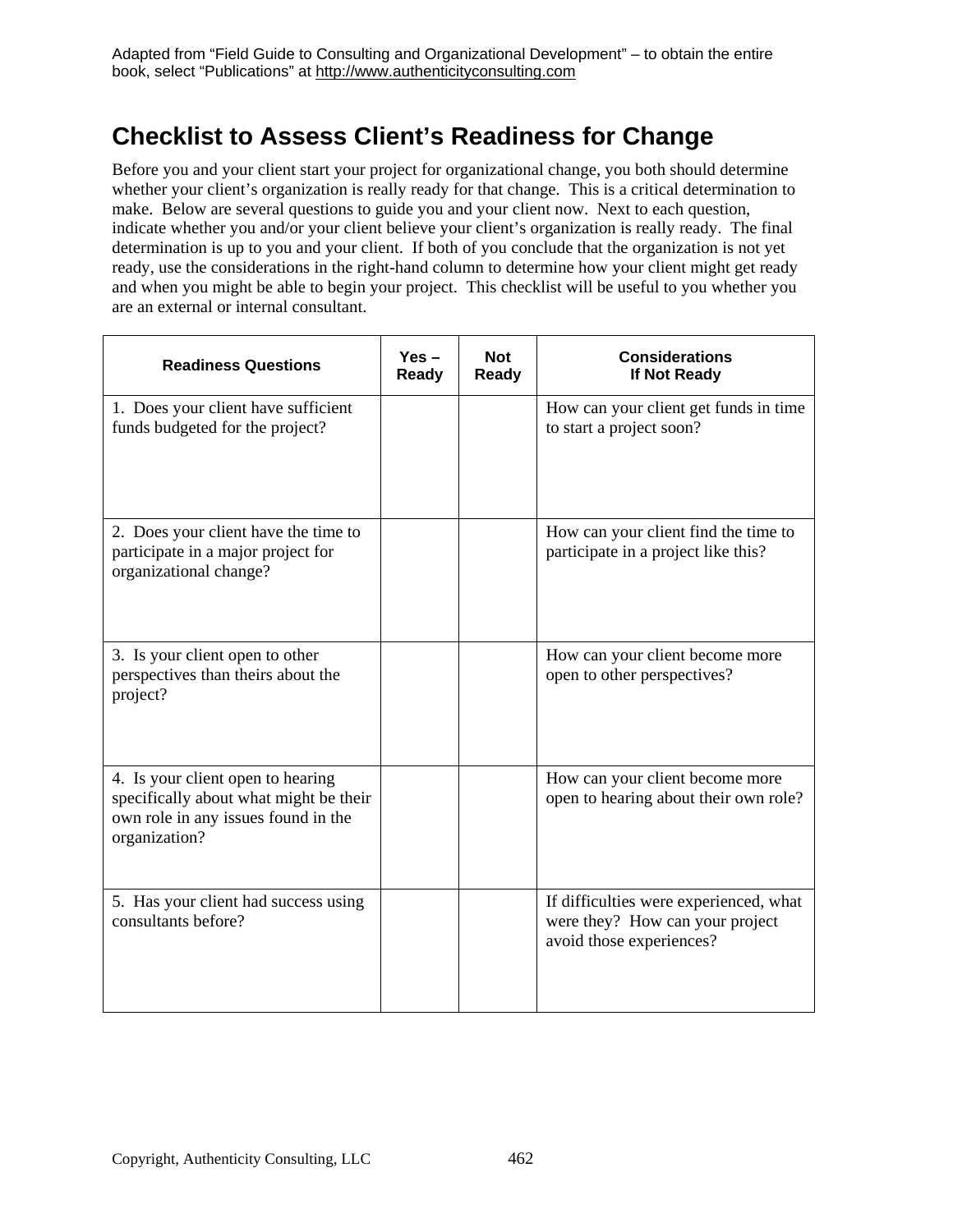Adapted from "Field Guide to Consulting and Organizational Development" – to obtain the entire book, select "Publications" at http://www.authenticityconsulting.com

# Checklist to Assess Client's Readiness for Change

Before you and your client start your project for organizational change, you both should determine whether your client's organization is really ready for that change. This is a critical determination to make. Below are several questions to guide you and your client now. Next to each question, indicate whether you and/or your client believe your client's organization is really ready. The final determination is up to you and your client. If both of you conclude that the organization is not yet ready, use the considerations in the right-hand column to determine how your client might get ready and when you might be able to begin your project. This checklist will be useful to you whether you are an external or internal consultant.

| Readiness Questions | Yes – Ready | Not Ready | Considerations If Not Ready |
|---|---|---|---|
| 1. Does your client have sufficient funds budgeted for the project? | | | How can your client get funds in time to start a project soon? |
| 2. Does your client have the time to participate in a major project for organizational change? | | | How can your client find the time to participate in a project like this? |
| 3. Is your client open to other perspectives than theirs about the project? | | | How can your client become more open to other perspectives? |
| 4. Is your client open to hearing specifically about what might be their own role in any issues found in the organization? | | | How can your client become more open to hearing about their own role? |
| 5. Has your client had success using consultants before? | | | If difficulties were experienced, what were they? How can your project avoid those experiences? |

Copyright, Authenticity Consulting, LLC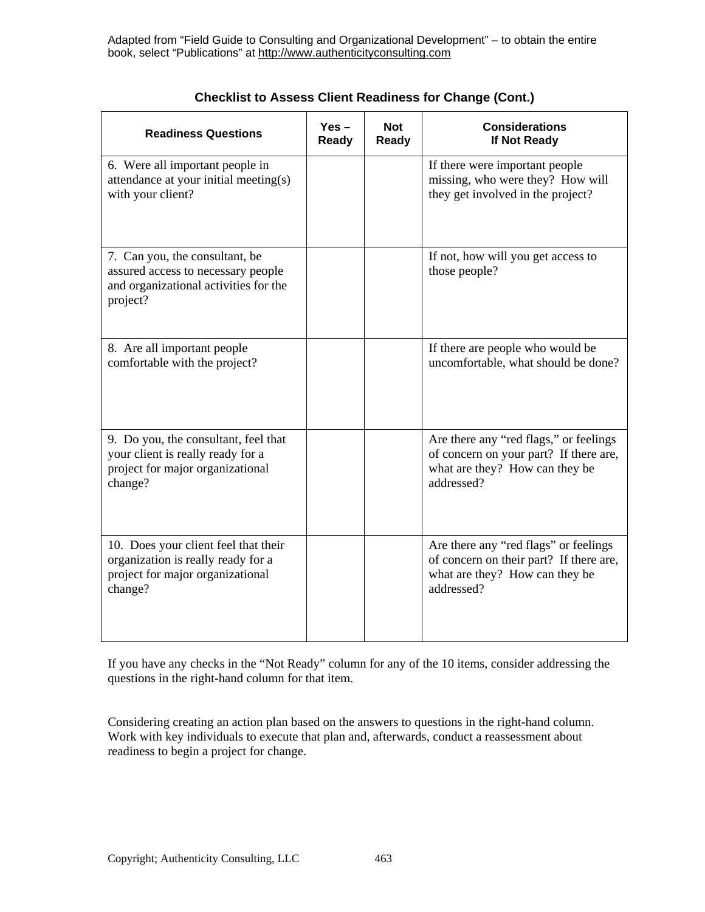Adapted from "Field Guide to Consulting and Organizational Development" – to obtain the entire book, select "Publications" at http://www.authenticityconsulting.com

### Checklist to Assess Client Readiness for Change (Cont.)

| Readiness Questions | Yes – Ready | Not Ready | Considerations If Not Ready |
|---|---|---|---|
| 6. Were all important people in attendance at your initial meeting(s) with your client? | | | If there were important people missing, who were they? How will they get involved in the project? |
| 7. Can you, the consultant, be assured access to necessary people and organizational activities for the project? | | | If not, how will you get access to those people? |
| 8. Are all important people comfortable with the project? | | | If there are people who would be uncomfortable, what should be done? |
| 9. Do you, the consultant, feel that your client is really ready for a project for major organizational change? | | | Are there any "red flags," or feelings of concern on your part? If there are, what are they? How can they be addressed? |
| 10. Does your client feel that their organization is really ready for a project for major organizational change? | | | Are there any "red flags" or feelings of concern on their part? If there are, what are they? How can they be addressed? |

If you have any checks in the "Not Ready" column for any of the 10 items, consider addressing the questions in the right-hand column for that item.

Considering creating an action plan based on the answers to questions in the right-hand column. Work with key individuals to execute that plan and, afterwards, conduct a reassessment about readiness to begin a project for change.

Copyright; Authenticity Consulting, LLC